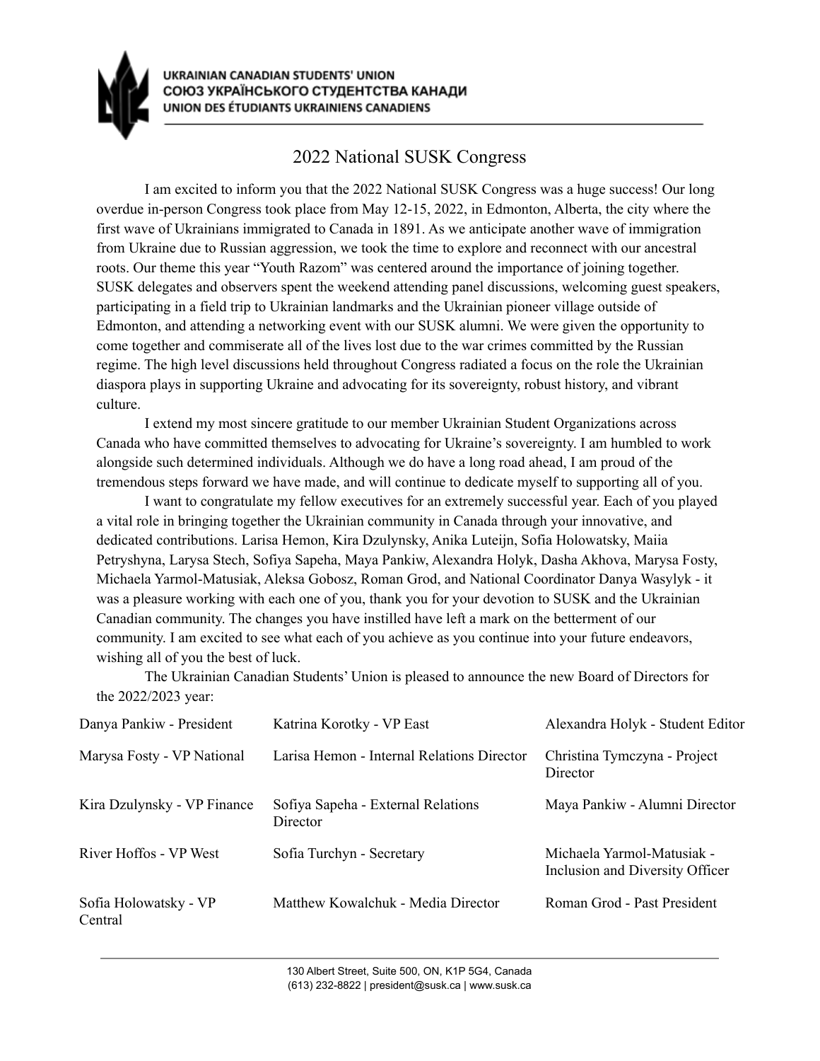UKRAINIAN CANADIAN STUDENTS' UNION
СОЮЗ УКРАЇНСЬКОГО СТУДЕНТСТВА КАНАДИ
UNION DES ÉTUDIANTS UKRAINIENS CANADIENS

# 2022 National SUSK Congress

I am excited to inform you that the 2022 National SUSK Congress was a huge success! Our long overdue in-person Congress took place from May 12-15, 2022, in Edmonton, Alberta, the city where the first wave of Ukrainians immigrated to Canada in 1891. As we anticipate another wave of immigration from Ukraine due to Russian aggression, we took the time to explore and reconnect with our ancestral roots. Our theme this year "Youth Razom" was centered around the importance of joining together. SUSK delegates and observers spent the weekend attending panel discussions, welcoming guest speakers, participating in a field trip to Ukrainian landmarks and the Ukrainian pioneer village outside of Edmonton, and attending a networking event with our SUSK alumni. We were given the opportunity to come together and commiserate all of the lives lost due to the war crimes committed by the Russian regime. The high level discussions held throughout Congress radiated a focus on the role the Ukrainian diaspora plays in supporting Ukraine and advocating for its sovereignty, robust history, and vibrant culture.

I extend my most sincere gratitude to our member Ukrainian Student Organizations across Canada who have committed themselves to advocating for Ukraine's sovereignty. I am humbled to work alongside such determined individuals. Although we do have a long road ahead, I am proud of the tremendous steps forward we have made, and will continue to dedicate myself to supporting all of you.

I want to congratulate my fellow executives for an extremely successful year. Each of you played a vital role in bringing together the Ukrainian community in Canada through your innovative, and dedicated contributions. Larisa Hemon, Kira Dzulynsky, Anika Luteijn, Sofia Holowatsky, Maiia Petryshyna, Larysa Stech, Sofiya Sapeha, Maya Pankiw, Alexandra Holyk, Dasha Akhova, Marysa Fosty, Michaela Yarmol-Matusiak, Aleksa Gobosz, Roman Grod, and National Coordinator Danya Wasylyk - it was a pleasure working with each one of you, thank you for your devotion to SUSK and the Ukrainian Canadian community. The changes you have instilled have left a mark on the betterment of our community. I am excited to see what each of you achieve as you continue into your future endeavors, wishing all of you the best of luck.

The Ukrainian Canadian Students' Union is pleased to announce the new Board of Directors for the 2022/2023 year:

| | | |
|---|---|---|
| Danya Pankiw - President | Katrina Korotky - VP East | Alexandra Holyk - Student Editor |
| Marysa Fosty - VP National | Larisa Hemon - Internal Relations Director | Christina Tymczyna - Project Director |
| Kira Dzulynsky - VP Finance | Sofiya Sapeha - External Relations Director | Maya Pankiw - Alumni Director |
| River Hoffos - VP West | Sofia Turchyn - Secretary | Michaela Yarmol-Matusiak - Inclusion and Diversity Officer |
| Sofia Holowatsky - VP Central | Matthew Kowalchuk - Media Director | Roman Grod - Past President |

130 Albert Street, Suite 500, ON, K1P 5G4, Canada
(613) 232-8822 | president@susk.ca | www.susk.ca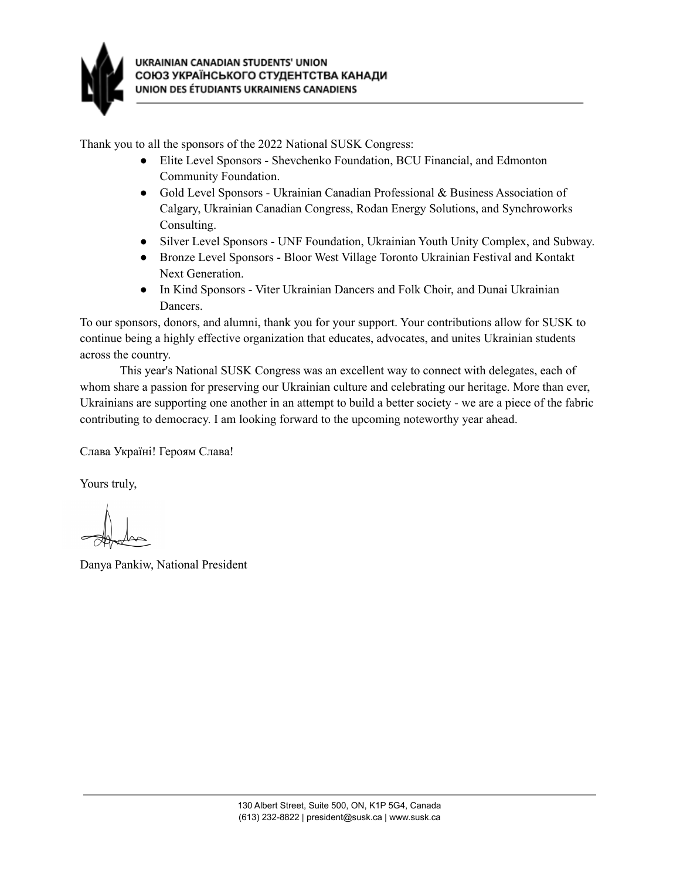UKRAINIAN CANADIAN STUDENTS' UNION
СОЮЗ УКРАЇНСЬКОГО СТУДЕНТСТВА КАНАДИ
UNION DES ÉTUDIANTS UKRAINIENS CANADIENS

Thank you to all the sponsors of the 2022 National SUSK Congress:

- Elite Level Sponsors - Shevchenko Foundation, BCU Financial, and Edmonton Community Foundation.
- Gold Level Sponsors - Ukrainian Canadian Professional & Business Association of Calgary, Ukrainian Canadian Congress, Rodan Energy Solutions, and Synchroworks Consulting.
- Silver Level Sponsors - UNF Foundation, Ukrainian Youth Unity Complex, and Subway.
- Bronze Level Sponsors - Bloor West Village Toronto Ukrainian Festival and Kontakt Next Generation.
- In Kind Sponsors - Viter Ukrainian Dancers and Folk Choir, and Dunai Ukrainian Dancers.

To our sponsors, donors, and alumni, thank you for your support. Your contributions allow for SUSK to continue being a highly effective organization that educates, advocates, and unites Ukrainian students across the country.

This year's National SUSK Congress was an excellent way to connect with delegates, each of whom share a passion for preserving our Ukrainian culture and celebrating our heritage. More than ever, Ukrainians are supporting one another in an attempt to build a better society - we are a piece of the fabric contributing to democracy. I am looking forward to the upcoming noteworthy year ahead.

Слава Україні! Героям Слава!

Yours truly,

Danya Pankiw, National President

130 Albert Street, Suite 500, ON, K1P 5G4, Canada
(613) 232-8822 | president@susk.ca | www.susk.ca